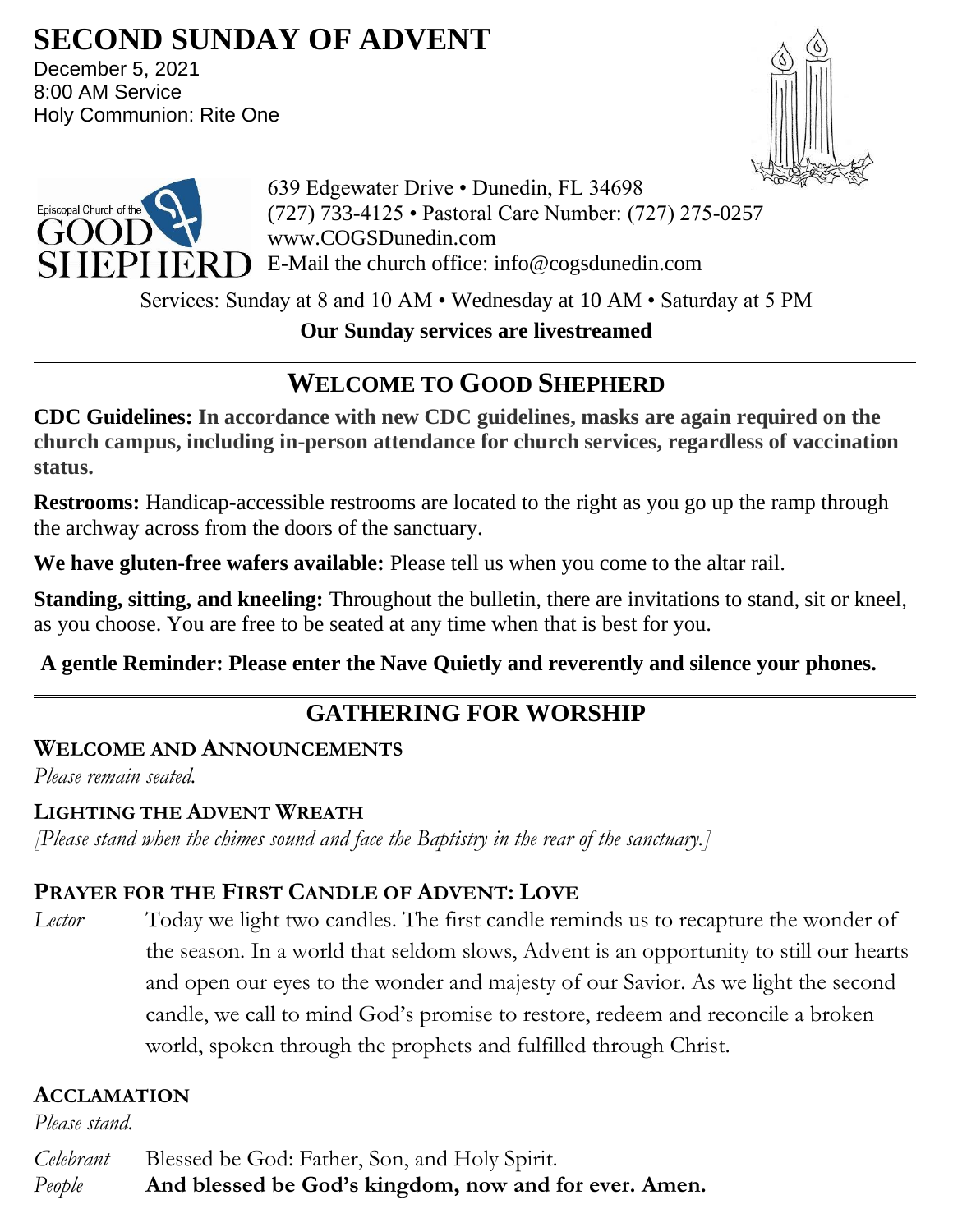# SECOND SUNDAY OF ADVENT

December 5, 2021
8:00 AM Service
Holy Communion: Rite One

639 Edgewater Drive • Dunedin, FL 34698
(727) 733-4125 • Pastoral Care Number: (727) 275-0257
www.COGSDunedin.com
E-Mail the church office: info@cogsdunedin.com

Services: Sunday at 8 and 10 AM • Wednesday at 10 AM • Saturday at 5 PM

**Our Sunday services are livestreamed**

## WELCOME TO GOOD SHEPHERD

**CDC Guidelines: In accordance with new CDC guidelines, masks are again required on the church campus, including in-person attendance for church services, regardless of vaccination status.**

**Restrooms:** Handicap-accessible restrooms are located to the right as you go up the ramp through the archway across from the doors of the sanctuary.

**We have gluten-free wafers available:** Please tell us when you come to the altar rail.

**Standing, sitting, and kneeling:** Throughout the bulletin, there are invitations to stand, sit or kneel, as you choose. You are free to be seated at any time when that is best for you.

**A gentle Reminder: Please enter the Nave Quietly and reverently and silence your phones.**

## GATHERING FOR WORSHIP

### WELCOME AND ANNOUNCEMENTS

*Please remain seated.*

### LIGHTING THE ADVENT WREATH

*[Please stand when the chimes sound and face the Baptistry in the rear of the sanctuary.]*

### PRAYER FOR THE FIRST CANDLE OF ADVENT: LOVE

*Lector* Today we light two candles. The first candle reminds us to recapture the wonder of the season. In a world that seldom slows, Advent is an opportunity to still our hearts and open our eyes to the wonder and majesty of our Savior. As we light the second candle, we call to mind God's promise to restore, redeem and reconcile a broken world, spoken through the prophets and fulfilled through Christ.

### ACCLAMATION

*Please stand.*

*Celebrant* Blessed be God: Father, Son, and Holy Spirit.
*People* **And blessed be God's kingdom, now and for ever. Amen.**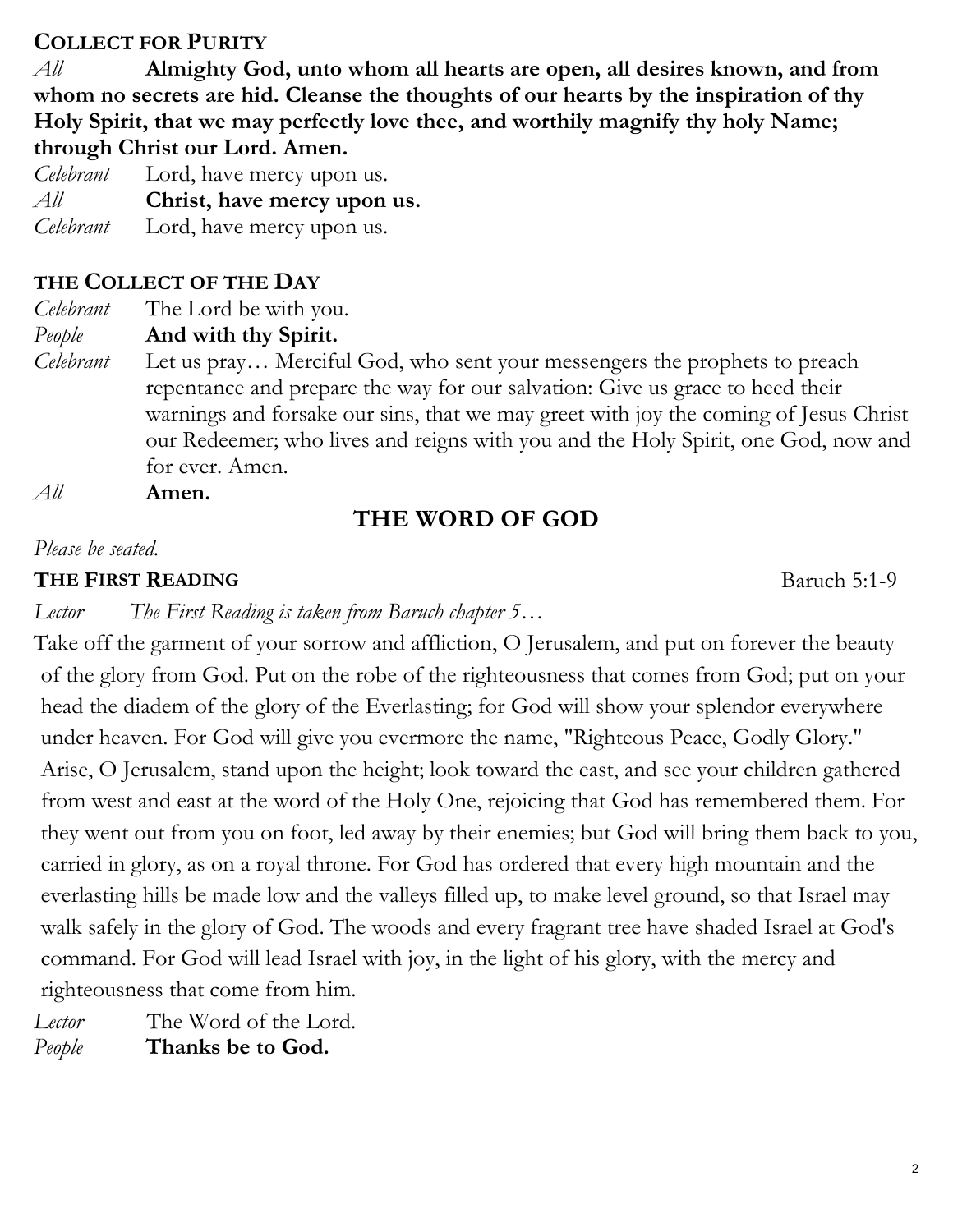### COLLECT FOR PURITY

*All* **Almighty God, unto whom all hearts are open, all desires known, and from whom no secrets are hid. Cleanse the thoughts of our hearts by the inspiration of thy Holy Spirit, that we may perfectly love thee, and worthily magnify thy holy Name; through Christ our Lord. Amen.**

*Celebrant* Lord, have mercy upon us.

*All* **Christ, have mercy upon us.**

*Celebrant* Lord, have mercy upon us.

### THE COLLECT OF THE DAY

*Celebrant* The Lord be with you.

*People* **And with thy Spirit.**

*Celebrant* Let us pray… Merciful God, who sent your messengers the prophets to preach repentance and prepare the way for our salvation: Give us grace to heed their warnings and forsake our sins, that we may greet with joy the coming of Jesus Christ our Redeemer; who lives and reigns with you and the Holy Spirit, one God, now and for ever. Amen.

*All* **Amen.**

## THE WORD OF GOD

*Please be seated.*

### THE FIRST READING — Baruch 5:1-9

*Lector The First Reading is taken from Baruch chapter 5…*

Take off the garment of your sorrow and affliction, O Jerusalem, and put on forever the beauty of the glory from God. Put on the robe of the righteousness that comes from God; put on your head the diadem of the glory of the Everlasting; for God will show your splendor everywhere under heaven. For God will give you evermore the name, "Righteous Peace, Godly Glory." Arise, O Jerusalem, stand upon the height; look toward the east, and see your children gathered from west and east at the word of the Holy One, rejoicing that God has remembered them. For they went out from you on foot, led away by their enemies; but God will bring them back to you, carried in glory, as on a royal throne. For God has ordered that every high mountain and the everlasting hills be made low and the valleys filled up, to make level ground, so that Israel may walk safely in the glory of God. The woods and every fragrant tree have shaded Israel at God's command. For God will lead Israel with joy, in the light of his glory, with the mercy and righteousness that come from him.

*Lector* The Word of the Lord.

*People* **Thanks be to God.**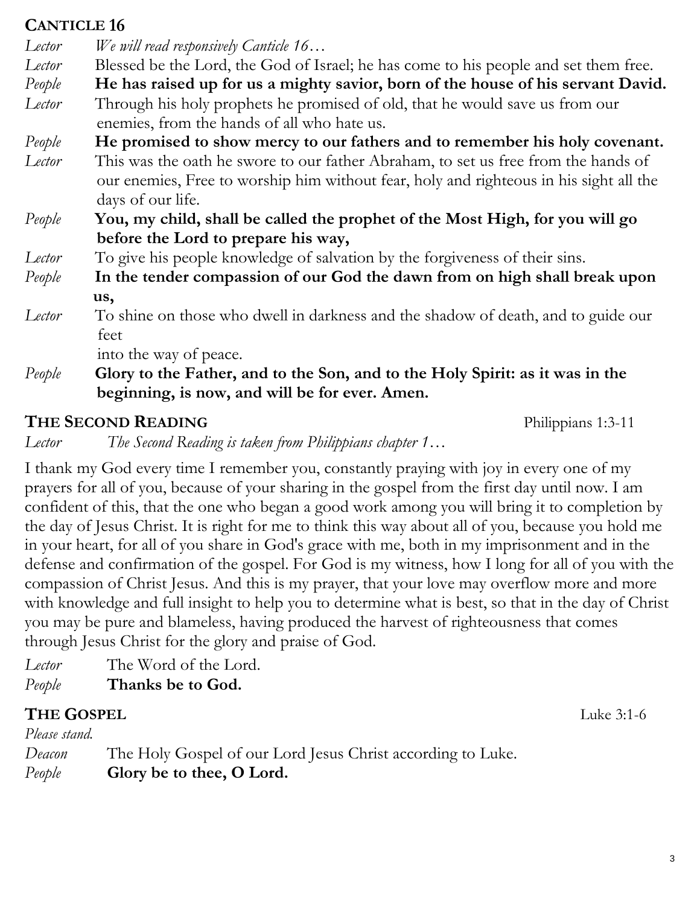## CANTICLE 16

*Lector* *We will read responsively Canticle 16…*

*Lector* Blessed be the Lord, the God of Israel; he has come to his people and set them free.

*People* **He has raised up for us a mighty savior, born of the house of his servant David.**

*Lector* Through his holy prophets he promised of old, that he would save us from our enemies, from the hands of all who hate us.

*People* **He promised to show mercy to our fathers and to remember his holy covenant.**

*Lector* This was the oath he swore to our father Abraham, to set us free from the hands of our enemies, Free to worship him without fear, holy and righteous in his sight all the days of our life.

*People* **You, my child, shall be called the prophet of the Most High, for you will go before the Lord to prepare his way,**

*Lector* To give his people knowledge of salvation by the forgiveness of their sins.

*People* **In the tender compassion of our God the dawn from on high shall break upon us,**

*Lector* To shine on those who dwell in darkness and the shadow of death, and to guide our feet
into the way of peace.

*People* **Glory to the Father, and to the Son, and to the Holy Spirit: as it was in the beginning, is now, and will be for ever. Amen.**

## THE SECOND READING

Philippians 1:3-11

*Lector* *The Second Reading is taken from Philippians chapter 1…*

I thank my God every time I remember you, constantly praying with joy in every one of my prayers for all of you, because of your sharing in the gospel from the first day until now. I am confident of this, that the one who began a good work among you will bring it to completion by the day of Jesus Christ. It is right for me to think this way about all of you, because you hold me in your heart, for all of you share in God's grace with me, both in my imprisonment and in the defense and confirmation of the gospel. For God is my witness, how I long for all of you with the compassion of Christ Jesus. And this is my prayer, that your love may overflow more and more with knowledge and full insight to help you to determine what is best, so that in the day of Christ you may be pure and blameless, having produced the harvest of righteousness that comes through Jesus Christ for the glory and praise of God.

*Lector* The Word of the Lord.

*People* **Thanks be to God.**

## THE GOSPEL

Luke 3:1-6

*Please stand.*

*Deacon* The Holy Gospel of our Lord Jesus Christ according to Luke.

*People* **Glory be to thee, O Lord.**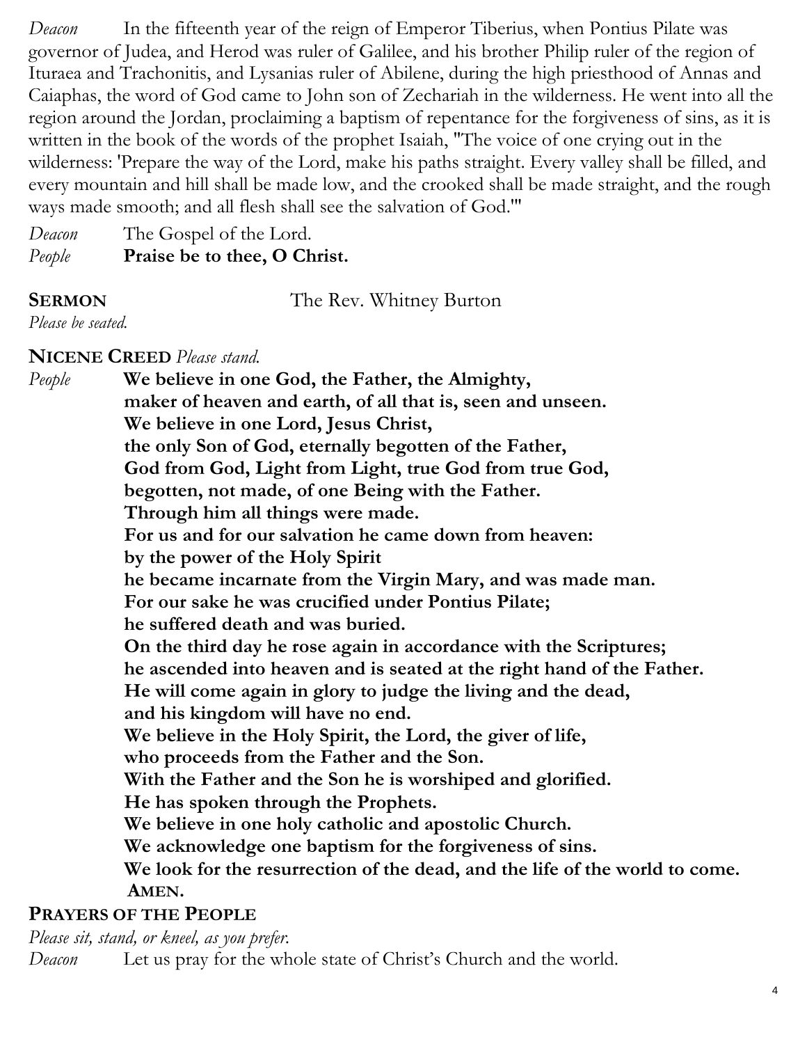*Deacon* In the fifteenth year of the reign of Emperor Tiberius, when Pontius Pilate was governor of Judea, and Herod was ruler of Galilee, and his brother Philip ruler of the region of Ituraea and Trachonitis, and Lysanias ruler of Abilene, during the high priesthood of Annas and Caiaphas, the word of God came to John son of Zechariah in the wilderness. He went into all the region around the Jordan, proclaiming a baptism of repentance for the forgiveness of sins, as it is written in the book of the words of the prophet Isaiah, "The voice of one crying out in the wilderness: 'Prepare the way of the Lord, make his paths straight. Every valley shall be filled, and every mountain and hill shall be made low, and the crooked shall be made straight, and the rough ways made smooth; and all flesh shall see the salvation of God.'"

*Deacon* The Gospel of the Lord.
*People* **Praise be to thee, O Christ.**

**SERMON** The Rev. Whitney Burton
*Please be seated.*

**NICENE CREED** *Please stand.*

*People* **We believe in one God, the Father, the Almighty,
maker of heaven and earth, of all that is, seen and unseen.
We believe in one Lord, Jesus Christ,
the only Son of God, eternally begotten of the Father,
God from God, Light from Light, true God from true God,
begotten, not made, of one Being with the Father.
Through him all things were made.
For us and for our salvation he came down from heaven:
by the power of the Holy Spirit
he became incarnate from the Virgin Mary, and was made man.
For our sake he was crucified under Pontius Pilate;
he suffered death and was buried.
On the third day he rose again in accordance with the Scriptures;
he ascended into heaven and is seated at the right hand of the Father.
He will come again in glory to judge the living and the dead,
and his kingdom will have no end.
We believe in the Holy Spirit, the Lord, the giver of life,
who proceeds from the Father and the Son.
With the Father and the Son he is worshiped and glorified.
He has spoken through the Prophets.
We believe in one holy catholic and apostolic Church.
We acknowledge one baptism for the forgiveness of sins.
We look for the resurrection of the dead, and the life of the world to come.
AMEN.**

**PRAYERS OF THE PEOPLE**
*Please sit, stand, or kneel, as you prefer.*

*Deacon* Let us pray for the whole state of Christ's Church and the world.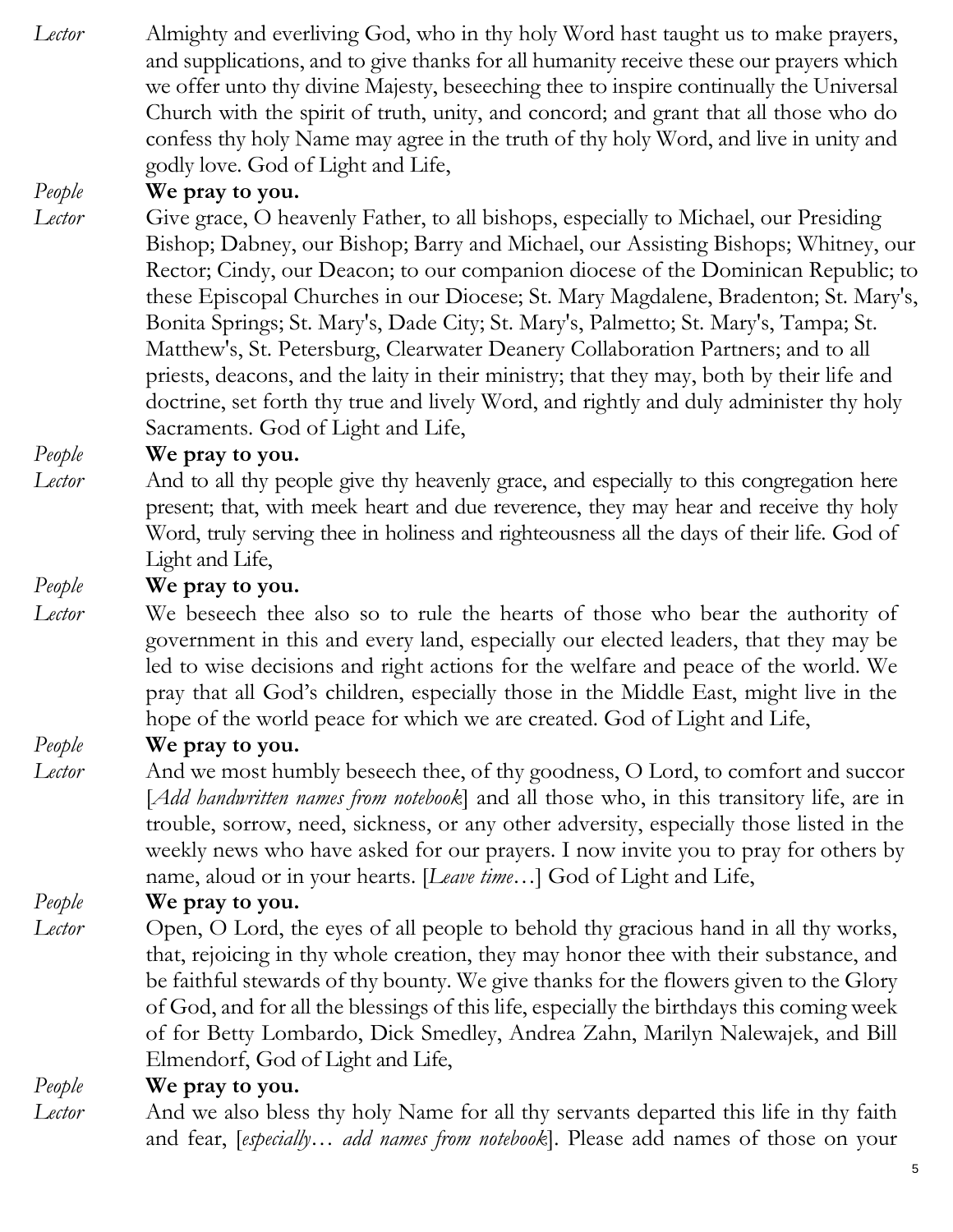*Lector* Almighty and everliving God, who in thy holy Word hast taught us to make prayers, and supplications, and to give thanks for all humanity receive these our prayers which we offer unto thy divine Majesty, beseeching thee to inspire continually the Universal Church with the spirit of truth, unity, and concord; and grant that all those who do confess thy holy Name may agree in the truth of thy holy Word, and live in unity and godly love. God of Light and Life,

*People* **We pray to you.**

*Lector* Give grace, O heavenly Father, to all bishops, especially to Michael, our Presiding Bishop; Dabney, our Bishop; Barry and Michael, our Assisting Bishops; Whitney, our Rector; Cindy, our Deacon; to our companion diocese of the Dominican Republic; to these Episcopal Churches in our Diocese; St. Mary Magdalene, Bradenton; St. Mary's, Bonita Springs; St. Mary's, Dade City; St. Mary's, Palmetto; St. Mary's, Tampa; St. Matthew's, St. Petersburg, Clearwater Deanery Collaboration Partners; and to all priests, deacons, and the laity in their ministry; that they may, both by their life and doctrine, set forth thy true and lively Word, and rightly and duly administer thy holy Sacraments. God of Light and Life,

*People* **We pray to you.**

*Lector* And to all thy people give thy heavenly grace, and especially to this congregation here present; that, with meek heart and due reverence, they may hear and receive thy holy Word, truly serving thee in holiness and righteousness all the days of their life. God of Light and Life,

*People* **We pray to you.**

*Lector* We beseech thee also so to rule the hearts of those who bear the authority of government in this and every land, especially our elected leaders, that they may be led to wise decisions and right actions for the welfare and peace of the world. We pray that all God's children, especially those in the Middle East, might live in the hope of the world peace for which we are created. God of Light and Life,

*People* **We pray to you.**

*Lector* And we most humbly beseech thee, of thy goodness, O Lord, to comfort and succor [*Add handwritten names from notebook*] and all those who, in this transitory life, are in trouble, sorrow, need, sickness, or any other adversity, especially those listed in the weekly news who have asked for our prayers. I now invite you to pray for others by name, aloud or in your hearts. [*Leave time*…] God of Light and Life,

*People* **We pray to you.**

*Lector* Open, O Lord, the eyes of all people to behold thy gracious hand in all thy works, that, rejoicing in thy whole creation, they may honor thee with their substance, and be faithful stewards of thy bounty. We give thanks for the flowers given to the Glory of God, and for all the blessings of this life, especially the birthdays this coming week of for Betty Lombardo, Dick Smedley, Andrea Zahn, Marilyn Nalewajek, and Bill Elmendorf, God of Light and Life,

*People* **We pray to you.**

*Lector* And we also bless thy holy Name for all thy servants departed this life in thy faith and fear, [*especially… add names from notebook*]. Please add names of those on your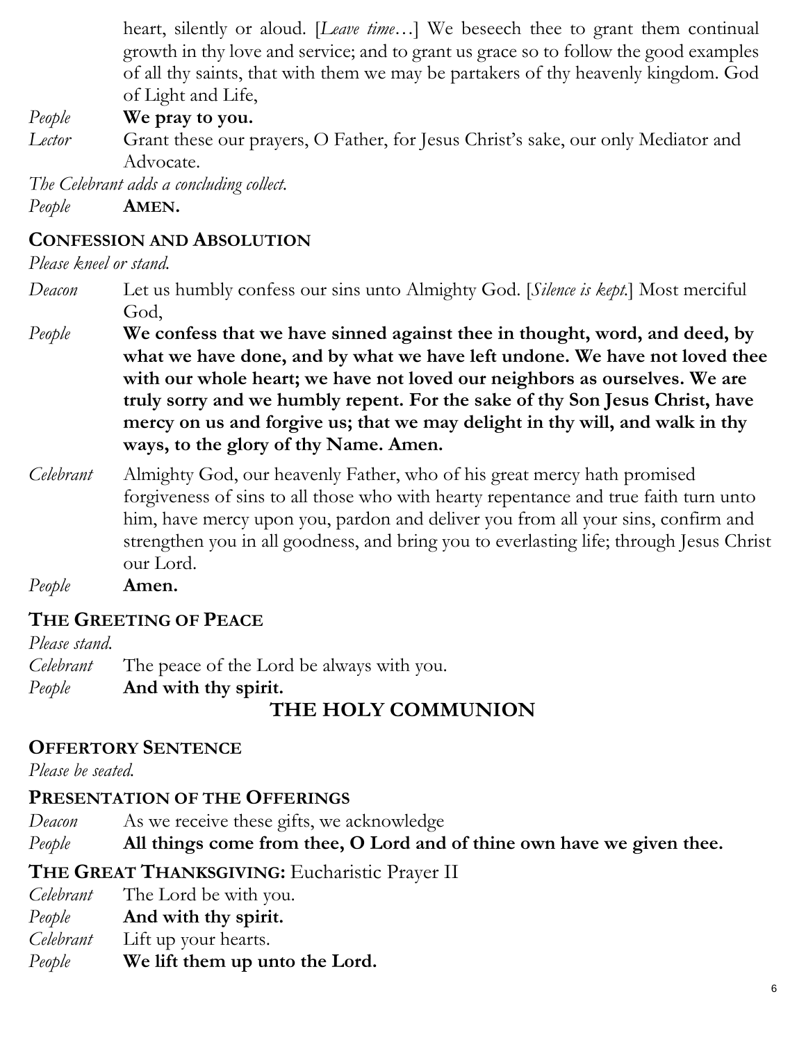heart, silently or aloud. [*Leave time…*] We beseech thee to grant them continual growth in thy love and service; and to grant us grace so to follow the good examples of all thy saints, that with them we may be partakers of thy heavenly kingdom. God of Light and Life,

*People* **We pray to you.**

*Lector* Grant these our prayers, O Father, for Jesus Christ's sake, our only Mediator and Advocate.

*The Celebrant adds a concluding collect.*

*People* **AMEN.**

## CONFESSION AND ABSOLUTION

*Please kneel or stand.*

*Deacon* Let us humbly confess our sins unto Almighty God. [*Silence is kept.*] Most merciful God,

*People* **We confess that we have sinned against thee in thought, word, and deed, by what we have done, and by what we have left undone. We have not loved thee with our whole heart; we have not loved our neighbors as ourselves. We are truly sorry and we humbly repent. For the sake of thy Son Jesus Christ, have mercy on us and forgive us; that we may delight in thy will, and walk in thy ways, to the glory of thy Name. Amen.**

*Celebrant* Almighty God, our heavenly Father, who of his great mercy hath promised forgiveness of sins to all those who with hearty repentance and true faith turn unto him, have mercy upon you, pardon and deliver you from all your sins, confirm and strengthen you in all goodness, and bring you to everlasting life; through Jesus Christ our Lord.

*People* **Amen.**

## THE GREETING OF PEACE

*Please stand.*

*Celebrant* The peace of the Lord be always with you.

*People* **And with thy spirit.**

# THE HOLY COMMUNION

## OFFERTORY SENTENCE

*Please be seated.*

## PRESENTATION OF THE OFFERINGS

*Deacon* As we receive these gifts, we acknowledge

*People* **All things come from thee, O Lord and of thine own have we given thee.**

## THE GREAT THANKSGIVING: Eucharistic Prayer II

*Celebrant* The Lord be with you.

*People* **And with thy spirit.**

*Celebrant* Lift up your hearts.

*People* **We lift them up unto the Lord.**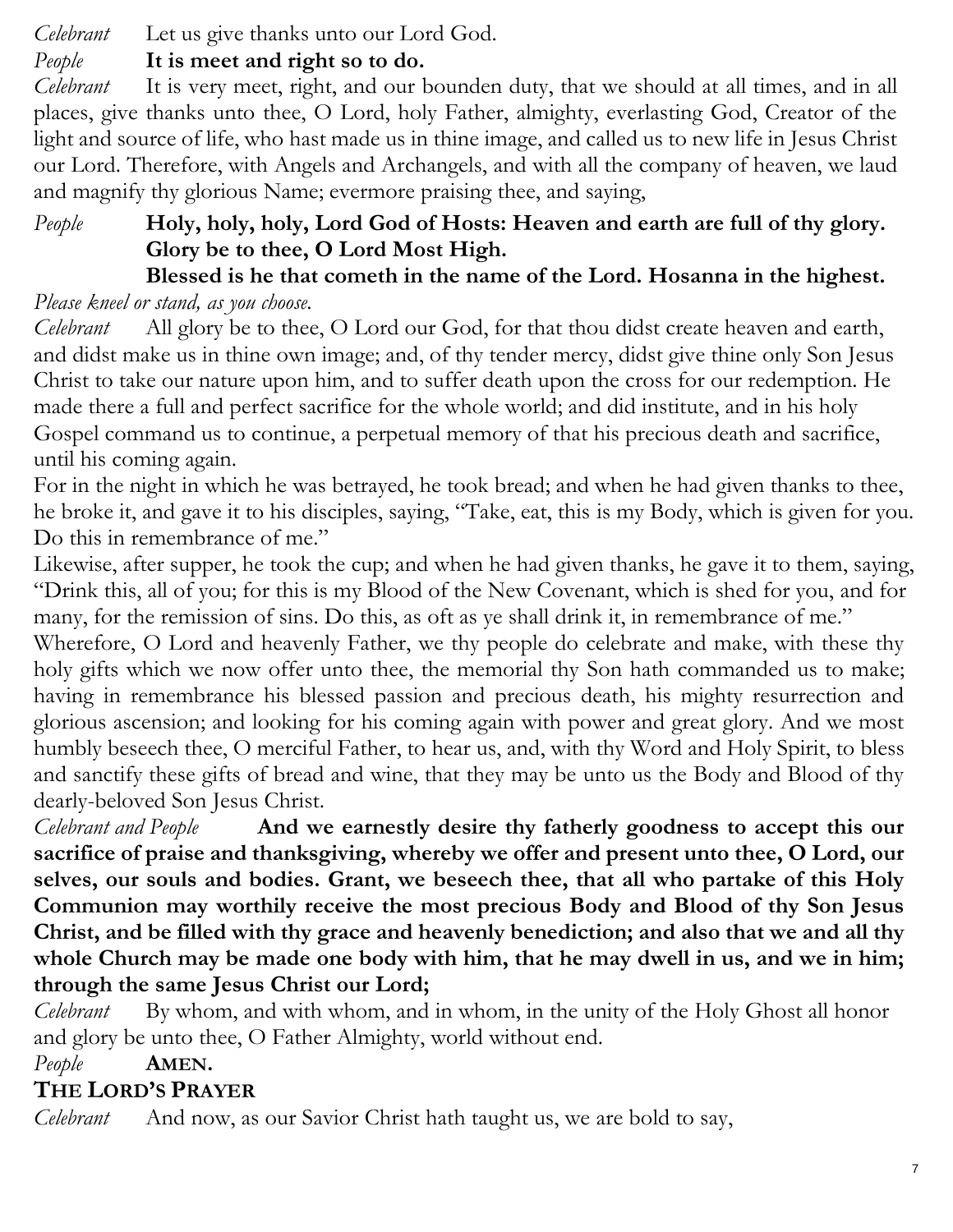*Celebrant* Let us give thanks unto our Lord God.

*People* **It is meet and right so to do.**

*Celebrant* It is very meet, right, and our bounden duty, that we should at all times, and in all places, give thanks unto thee, O Lord, holy Father, almighty, everlasting God, Creator of the light and source of life, who hast made us in thine image, and called us to new life in Jesus Christ our Lord. Therefore, with Angels and Archangels, and with all the company of heaven, we laud and magnify thy glorious Name; evermore praising thee, and saying,

*People* **Holy, holy, holy, Lord God of Hosts: Heaven and earth are full of thy glory. Glory be to thee, O Lord Most High.**
**Blessed is he that cometh in the name of the Lord. Hosanna in the highest.**

*Please kneel or stand, as you choose.*

*Celebrant* All glory be to thee, O Lord our God, for that thou didst create heaven and earth, and didst make us in thine own image; and, of thy tender mercy, didst give thine only Son Jesus Christ to take our nature upon him, and to suffer death upon the cross for our redemption. He made there a full and perfect sacrifice for the whole world; and did institute, and in his holy Gospel command us to continue, a perpetual memory of that his precious death and sacrifice, until his coming again.

For in the night in which he was betrayed, he took bread; and when he had given thanks to thee, he broke it, and gave it to his disciples, saying, "Take, eat, this is my Body, which is given for you. Do this in remembrance of me."

Likewise, after supper, he took the cup; and when he had given thanks, he gave it to them, saying, "Drink this, all of you; for this is my Blood of the New Covenant, which is shed for you, and for many, for the remission of sins. Do this, as oft as ye shall drink it, in remembrance of me."

Wherefore, O Lord and heavenly Father, we thy people do celebrate and make, with these thy holy gifts which we now offer unto thee, the memorial thy Son hath commanded us to make; having in remembrance his blessed passion and precious death, his mighty resurrection and glorious ascension; and looking for his coming again with power and great glory. And we most humbly beseech thee, O merciful Father, to hear us, and, with thy Word and Holy Spirit, to bless and sanctify these gifts of bread and wine, that they may be unto us the Body and Blood of thy dearly-beloved Son Jesus Christ.

*Celebrant and People* **And we earnestly desire thy fatherly goodness to accept this our sacrifice of praise and thanksgiving, whereby we offer and present unto thee, O Lord, our selves, our souls and bodies. Grant, we beseech thee, that all who partake of this Holy Communion may worthily receive the most precious Body and Blood of thy Son Jesus Christ, and be filled with thy grace and heavenly benediction; and also that we and all thy whole Church may be made one body with him, that he may dwell in us, and we in him; through the same Jesus Christ our Lord;**

*Celebrant* By whom, and with whom, and in whom, in the unity of the Holy Ghost all honor and glory be unto thee, O Father Almighty, world without end.

*People* **AMEN.**

## THE LORD'S PRAYER

*Celebrant* And now, as our Savior Christ hath taught us, we are bold to say,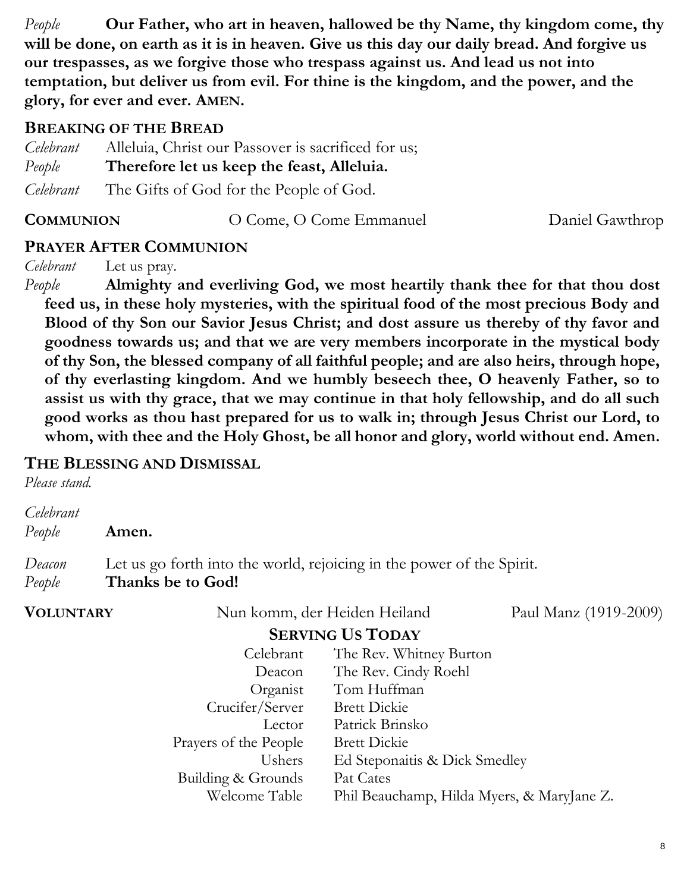*People* **Our Father, who art in heaven, hallowed be thy Name, thy kingdom come, thy will be done, on earth as it is in heaven. Give us this day our daily bread. And forgive us our trespasses, as we forgive those who trespass against us. And lead us not into temptation, but deliver us from evil. For thine is the kingdom, and the power, and the glory, for ever and ever. AMEN.**

## BREAKING OF THE BREAD

*Celebrant* Alleluia, Christ our Passover is sacrificed for us;
*People* **Therefore let us keep the feast, Alleluia.**
*Celebrant* The Gifts of God for the People of God.

**COMMUNION** O Come, O Come Emmanuel Daniel Gawthrop

## PRAYER AFTER COMMUNION

*Celebrant* Let us pray.
*People* **Almighty and everliving God, we most heartily thank thee for that thou dost feed us, in these holy mysteries, with the spiritual food of the most precious Body and Blood of thy Son our Savior Jesus Christ; and dost assure us thereby of thy favor and goodness towards us; and that we are very members incorporate in the mystical body of thy Son, the blessed company of all faithful people; and are also heirs, through hope, of thy everlasting kingdom. And we humbly beseech thee, O heavenly Father, so to assist us with thy grace, that we may continue in that holy fellowship, and do all such good works as thou hast prepared for us to walk in; through Jesus Christ our Lord, to whom, with thee and the Holy Ghost, be all honor and glory, world without end. Amen.**

## THE BLESSING AND DISMISSAL

*Please stand.*

*Celebrant*
*People* **Amen.**

*Deacon* Let us go forth into the world, rejoicing in the power of the Spirit.
*People* **Thanks be to God!**

**VOLUNTARY** Nun komm, der Heiden Heiland Paul Manz (1919-2009)

## SERVING US TODAY

| | |
|---|---|
| Celebrant | The Rev. Whitney Burton |
| Deacon | The Rev. Cindy Roehl |
| Organist | Tom Huffman |
| Crucifer/Server | Brett Dickie |
| Lector | Patrick Brinsko |
| Prayers of the People | Brett Dickie |
| Ushers | Ed Steponaitis & Dick Smedley |
| Building & Grounds | Pat Cates |
| Welcome Table | Phil Beauchamp, Hilda Myers, & MaryJane Z. |